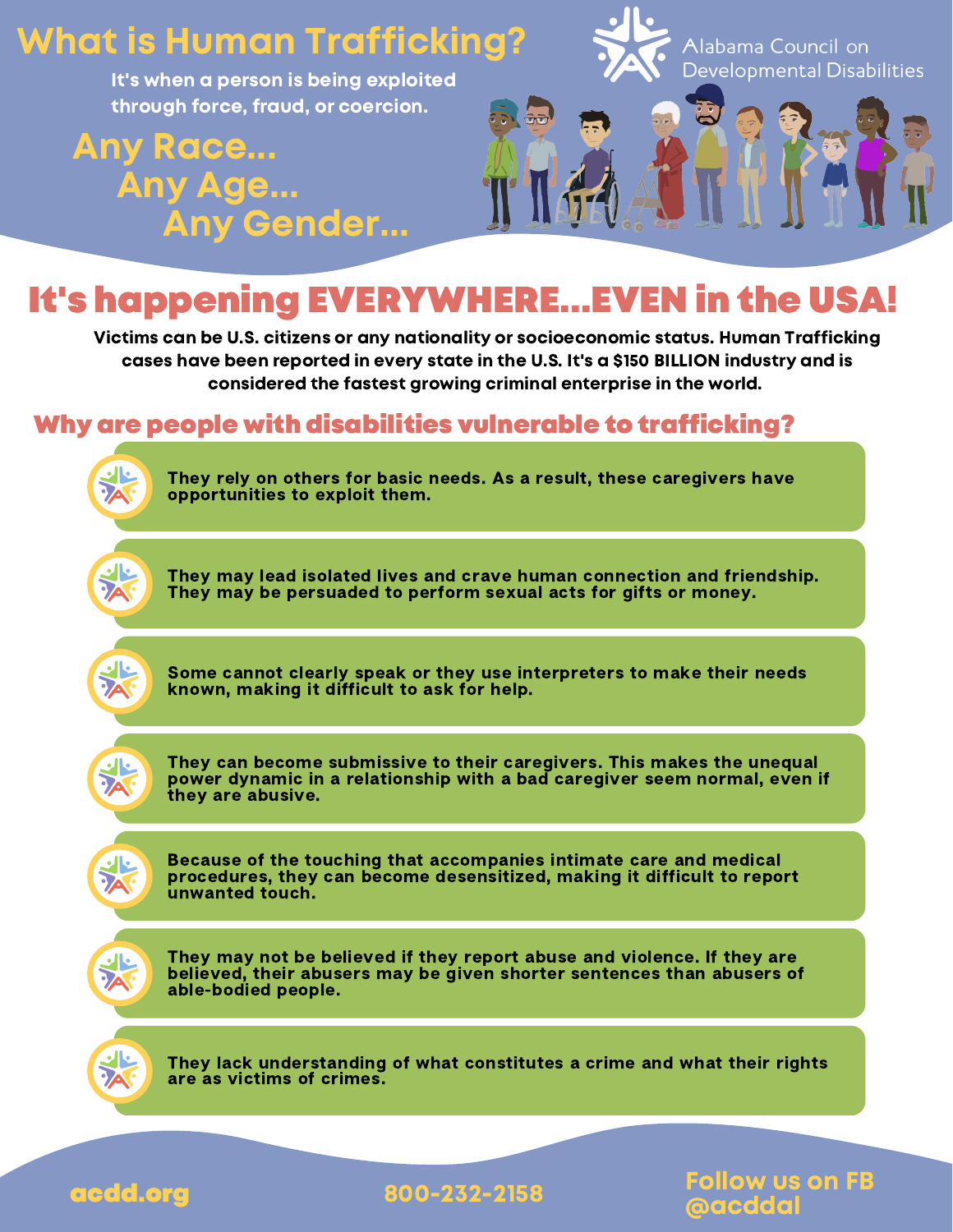# What is Human Trafficking?

It's when a person is being exploited through force, fraud, or coercion.

Alabama Council on Developmental Disabilities

**Any Race...**
**Any Age...**
**Any Gender...**

## It's happening EVERYWHERE...EVEN in the USA!

Victims can be U.S. citizens or any nationality or socioeconomic status. Human Trafficking cases have been reported in every state in the U.S. It's a $150 BILLION industry and is considered the fastest growing criminal enterprise in the world.

## Why are people with disabilities vulnerable to trafficking?

- They rely on others for basic needs. As a result, these caregivers have opportunities to exploit them.
- They may lead isolated lives and crave human connection and friendship. They may be persuaded to perform sexual acts for gifts or money.
- Some cannot clearly speak or they use interpreters to make their needs known, making it difficult to ask for help.
- They can become submissive to their caregivers. This makes the unequal power dynamic in a relationship with a bad caregiver seem normal, even if they are abusive.
- Because of the touching that accompanies intimate care and medical procedures, they can become desensitized, making it difficult to report unwanted touch.
- They may not be believed if they report abuse and violence. If they are believed, their abusers may be given shorter sentences than abusers of able-bodied people.
- They lack understanding of what constitutes a crime and what their rights are as victims of crimes.

acdd.org | 800-232-2158 | Follow us on FB @acddal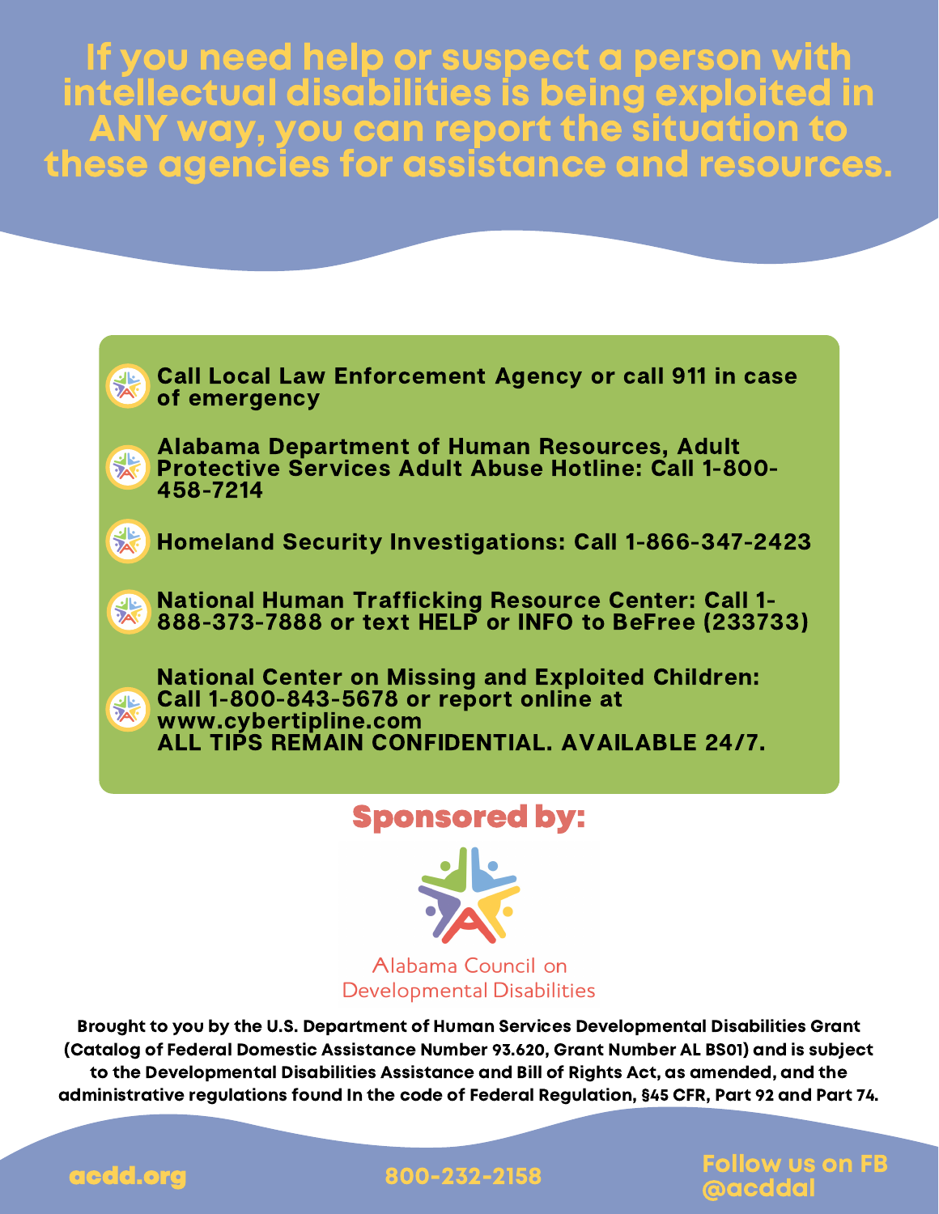# If you need help or suspect a person with intellectual disabilities is being exploited in ANY way, you can report the situation to these agencies for assistance and resources.

- **Call Local Law Enforcement Agency or call 911 in case of emergency**
- **Alabama Department of Human Resources, Adult Protective Services Adult Abuse Hotline: Call 1-800-458-7214**
- **Homeland Security Investigations: Call 1-866-347-2423**
- **National Human Trafficking Resource Center: Call 1-888-373-7888 or text HELP or INFO to BeFree (233733)**
- **National Center on Missing and Exploited Children: Call 1-800-843-5678 or report online at www.cybertipline.com ALL TIPS REMAIN CONFIDENTIAL. AVAILABLE 24/7.**

## Sponsored by:

Alabama Council on Developmental Disabilities

**Brought to you by the U.S. Department of Human Services Developmental Disabilities Grant (Catalog of Federal Domestic Assistance Number 93.620, Grant Number AL BS01) and is subject to the Developmental Disabilities Assistance and Bill of Rights Act, as amended, and the administrative regulations found In the code of Federal Regulation, §45 CFR, Part 92 and Part 74.**

acdd.org

800-232-2158

Follow us on FB @acddal